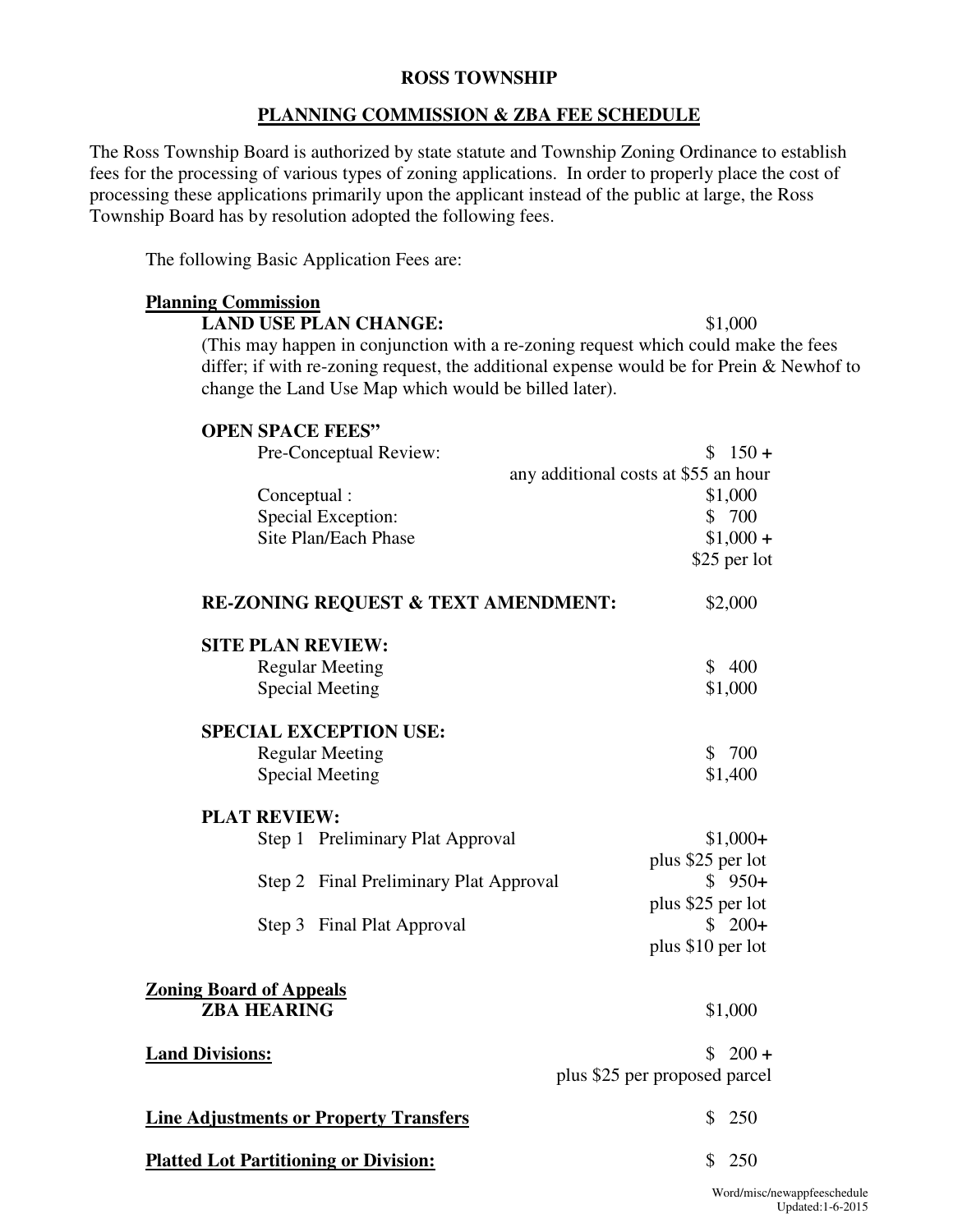# ROSS TOWNSHIP

## PLANNING COMMISSION & ZBA FEE SCHEDULE

The Ross Township Board is authorized by state statute and Township Zoning Ordinance to establish fees for the processing of various types of zoning applications. In order to properly place the cost of processing these applications primarily upon the applicant instead of the public at large, the Ross Township Board has by resolution adopted the following fees.

The following Basic Application Fees are:

**Planning Commission**

**LAND USE PLAN CHANGE:** $1,000

(This may happen in conjunction with a re-zoning request which could make the fees differ; if with re-zoning request, the additional expense would be for Prein & Newhof to change the Land Use Map which would be billed later).

**OPEN SPACE FEES"**

| | |
|---|---|
| Pre-Conceptual Review: | $ 150 + any additional costs at $55 an hour |
| Conceptual : | $1,000 |
| Special Exception: | $ 700 |
| Site Plan/Each Phase | $1,000 + $25 per lot |

**RE-ZONING REQUEST & TEXT AMENDMENT:** $2,000

**SITE PLAN REVIEW:**

| | |
|---|---|
| Regular Meeting | $ 400 |
| Special Meeting | $1,000 |

**SPECIAL EXCEPTION USE:**

| | |
|---|---|
| Regular Meeting | $ 700 |
| Special Meeting | $1,400 |

**PLAT REVIEW:**

| | |
|---|---|
| Step 1 Preliminary Plat Approval | $1,000+ plus $25 per lot |
| Step 2 Final Preliminary Plat Approval | $ 950+ plus $25 per lot |
| Step 3 Final Plat Approval | $ 200+ plus $10 per lot |

**Zoning Board of Appeals**

**ZBA HEARING** $1,000

**Land Divisions:** $ 200 + plus $25 per proposed parcel

**Line Adjustments or Property Transfers** $ 250

**Platted Lot Partitioning or Division:** $ 250

Word/misc/newappfeeschedule
Updated:1-6-2015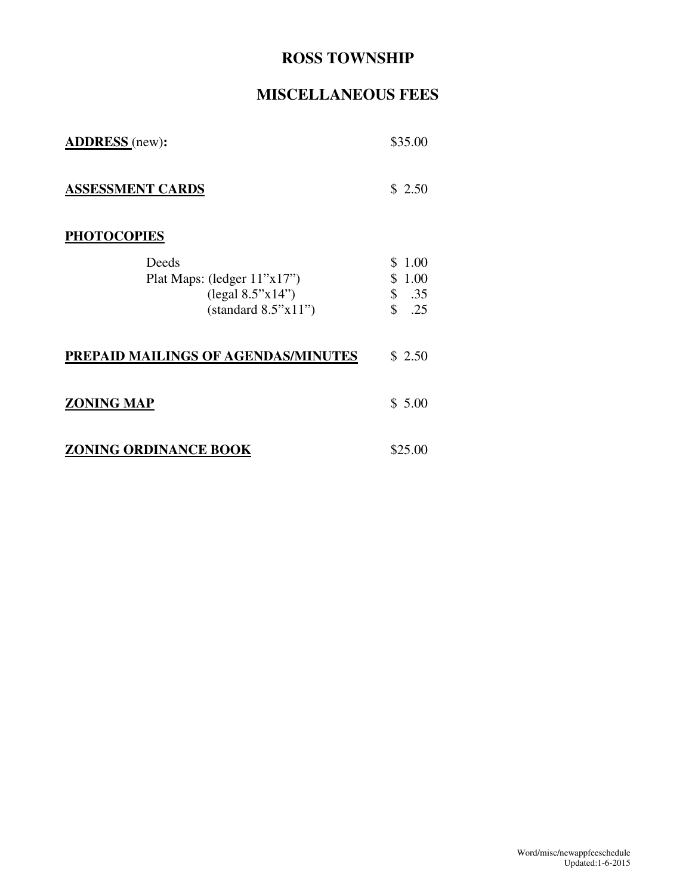# ROSS TOWNSHIP

## MISCELLANEOUS FEES

| | |
|---|---|
| **ADDRESS** (new)**:** | $35.00 |
| **ASSESSMENT CARDS** | $ 2.50 |
| **PHOTOCOPIES** | |
| Deeds | $ 1.00 |
| Plat Maps: (ledger 11"x17") | $ 1.00 |
| (legal 8.5"x14") | $ .35 |
| (standard 8.5"x11") | $ .25 |
| **PREPAID MAILINGS OF AGENDAS/MINUTES** | $ 2.50 |
| **ZONING MAP** | $ 5.00 |
| **ZONING ORDINANCE BOOK** | $25.00 |

Word/misc/newappfeeschedule
Updated:1-6-2015